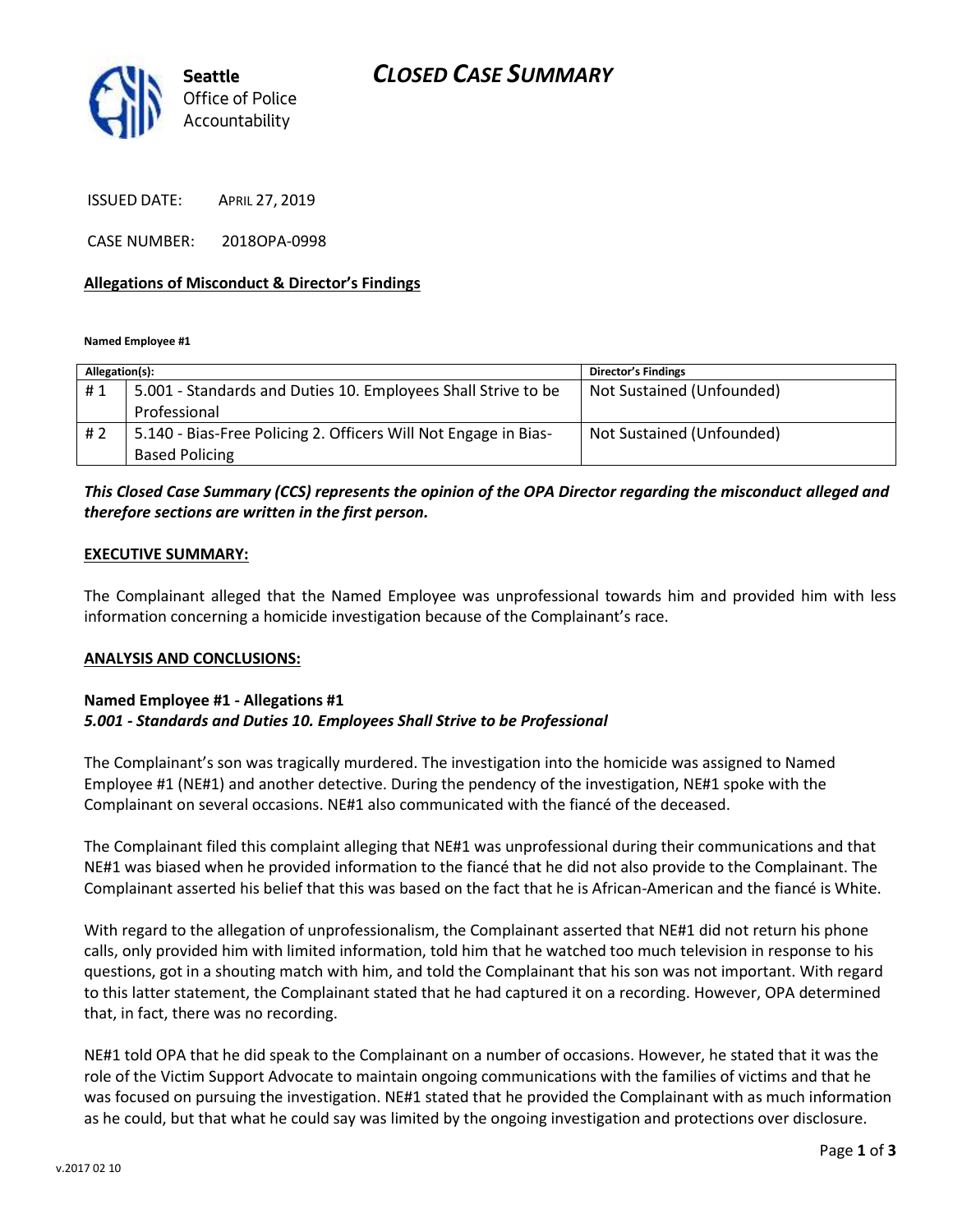Seattle
Office of Police
Accountability

# CLOSED CASE SUMMARY

ISSUED DATE: APRIL 27, 2019

CASE NUMBER: 2018OPA-0998

## Allegations of Misconduct & Director's Findings

**Named Employee #1**

| Allegation(s): | | Director's Findings |
|---|---|---|
| # 1 | 5.001 - Standards and Duties 10. Employees Shall Strive to be Professional | Not Sustained (Unfounded) |
| # 2 | 5.140 - Bias-Free Policing 2. Officers Will Not Engage in Bias-Based Policing | Not Sustained (Unfounded) |

***This Closed Case Summary (CCS) represents the opinion of the OPA Director regarding the misconduct alleged and therefore sections are written in the first person.***

## EXECUTIVE SUMMARY:

The Complainant alleged that the Named Employee was unprofessional towards him and provided him with less information concerning a homicide investigation because of the Complainant's race.

## ANALYSIS AND CONCLUSIONS:

### Named Employee #1 - Allegations #1
***5.001 - Standards and Duties 10. Employees Shall Strive to be Professional***

The Complainant's son was tragically murdered. The investigation into the homicide was assigned to Named Employee #1 (NE#1) and another detective. During the pendency of the investigation, NE#1 spoke with the Complainant on several occasions. NE#1 also communicated with the fiancé of the deceased.

The Complainant filed this complaint alleging that NE#1 was unprofessional during their communications and that NE#1 was biased when he provided information to the fiancé that he did not also provide to the Complainant. The Complainant asserted his belief that this was based on the fact that he is African-American and the fiancé is White.

With regard to the allegation of unprofessionalism, the Complainant asserted that NE#1 did not return his phone calls, only provided him with limited information, told him that he watched too much television in response to his questions, got in a shouting match with him, and told the Complainant that his son was not important. With regard to this latter statement, the Complainant stated that he had captured it on a recording. However, OPA determined that, in fact, there was no recording.

NE#1 told OPA that he did speak to the Complainant on a number of occasions. However, he stated that it was the role of the Victim Support Advocate to maintain ongoing communications with the families of victims and that he was focused on pursuing the investigation. NE#1 stated that he provided the Complainant with as much information as he could, but that what he could say was limited by the ongoing investigation and protections over disclosure.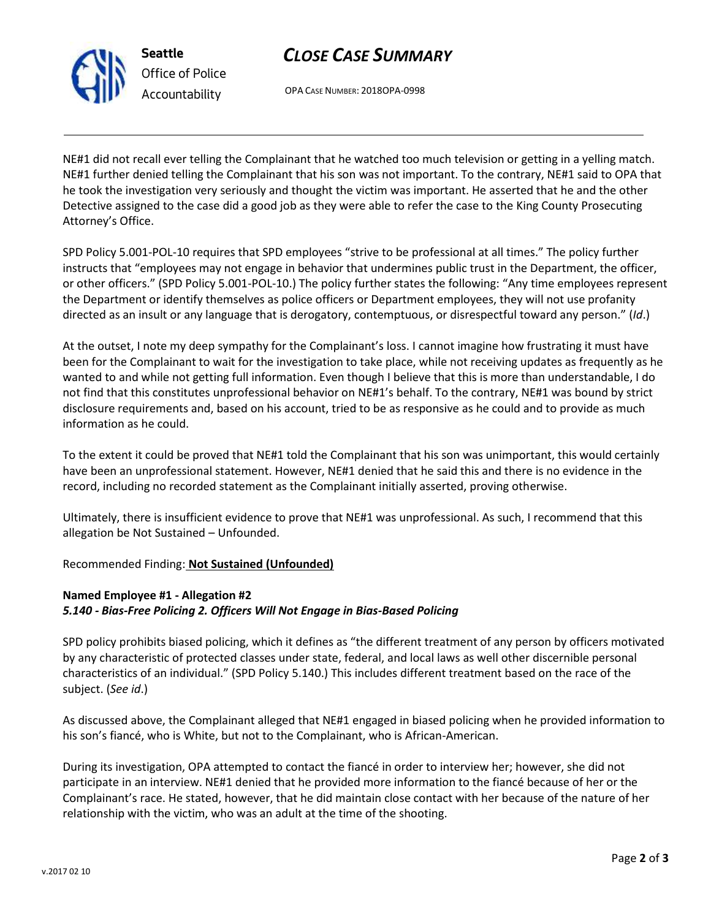NE#1 did not recall ever telling the Complainant that he watched too much television or getting in a yelling match. NE#1 further denied telling the Complainant that his son was not important. To the contrary, NE#1 said to OPA that he took the investigation very seriously and thought the victim was important. He asserted that he and the other Detective assigned to the case did a good job as they were able to refer the case to the King County Prosecuting Attorney's Office.

SPD Policy 5.001-POL-10 requires that SPD employees "strive to be professional at all times." The policy further instructs that "employees may not engage in behavior that undermines public trust in the Department, the officer, or other officers." (SPD Policy 5.001-POL-10.) The policy further states the following: "Any time employees represent the Department or identify themselves as police officers or Department employees, they will not use profanity directed as an insult or any language that is derogatory, contemptuous, or disrespectful toward any person." (*Id*.)

At the outset, I note my deep sympathy for the Complainant's loss. I cannot imagine how frustrating it must have been for the Complainant to wait for the investigation to take place, while not receiving updates as frequently as he wanted to and while not getting full information. Even though I believe that this is more than understandable, I do not find that this constitutes unprofessional behavior on NE#1's behalf. To the contrary, NE#1 was bound by strict disclosure requirements and, based on his account, tried to be as responsive as he could and to provide as much information as he could.

To the extent it could be proved that NE#1 told the Complainant that his son was unimportant, this would certainly have been an unprofessional statement. However, NE#1 denied that he said this and there is no evidence in the record, including no recorded statement as the Complainant initially asserted, proving otherwise.

Ultimately, there is insufficient evidence to prove that NE#1 was unprofessional. As such, I recommend that this allegation be Not Sustained – Unfounded.

Recommended Finding: **Not Sustained (Unfounded)**

**Named Employee #1 - Allegation #2**
***5.140 - Bias-Free Policing 2. Officers Will Not Engage in Bias-Based Policing***

SPD policy prohibits biased policing, which it defines as "the different treatment of any person by officers motivated by any characteristic of protected classes under state, federal, and local laws as well other discernible personal characteristics of an individual." (SPD Policy 5.140.) This includes different treatment based on the race of the subject. (*See id*.)

As discussed above, the Complainant alleged that NE#1 engaged in biased policing when he provided information to his son's fiancé, who is White, but not to the Complainant, who is African-American.

During its investigation, OPA attempted to contact the fiancé in order to interview her; however, she did not participate in an interview. NE#1 denied that he provided more information to the fiancé because of her or the Complainant's race. He stated, however, that he did maintain close contact with her because of the nature of her relationship with the victim, who was an adult at the time of the shooting.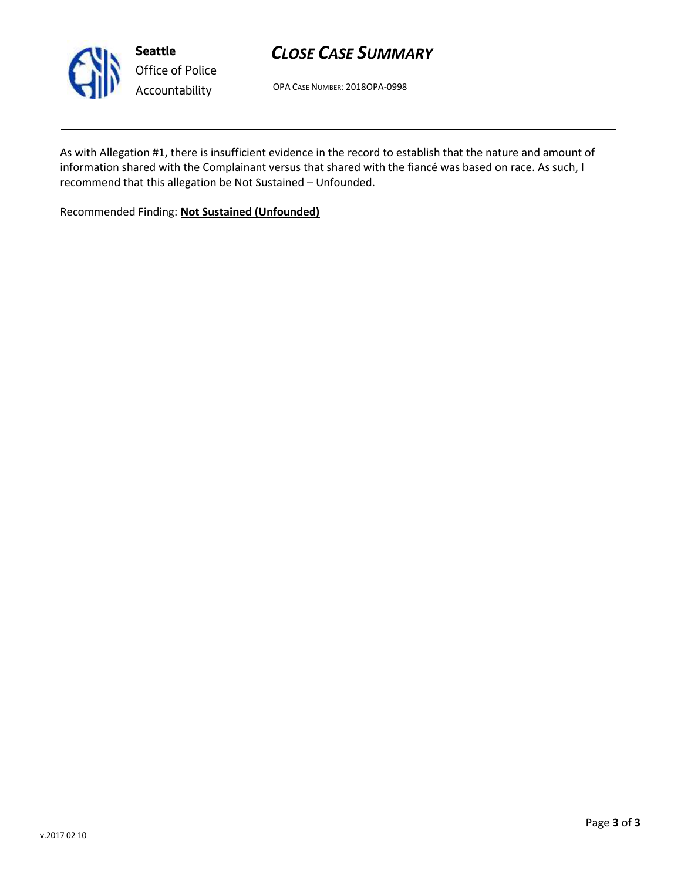As with Allegation #1, there is insufficient evidence in the record to establish that the nature and amount of information shared with the Complainant versus that shared with the fiancé was based on race. As such, I recommend that this allegation be Not Sustained – Unfounded.

Recommended Finding: **Not Sustained (Unfounded)**